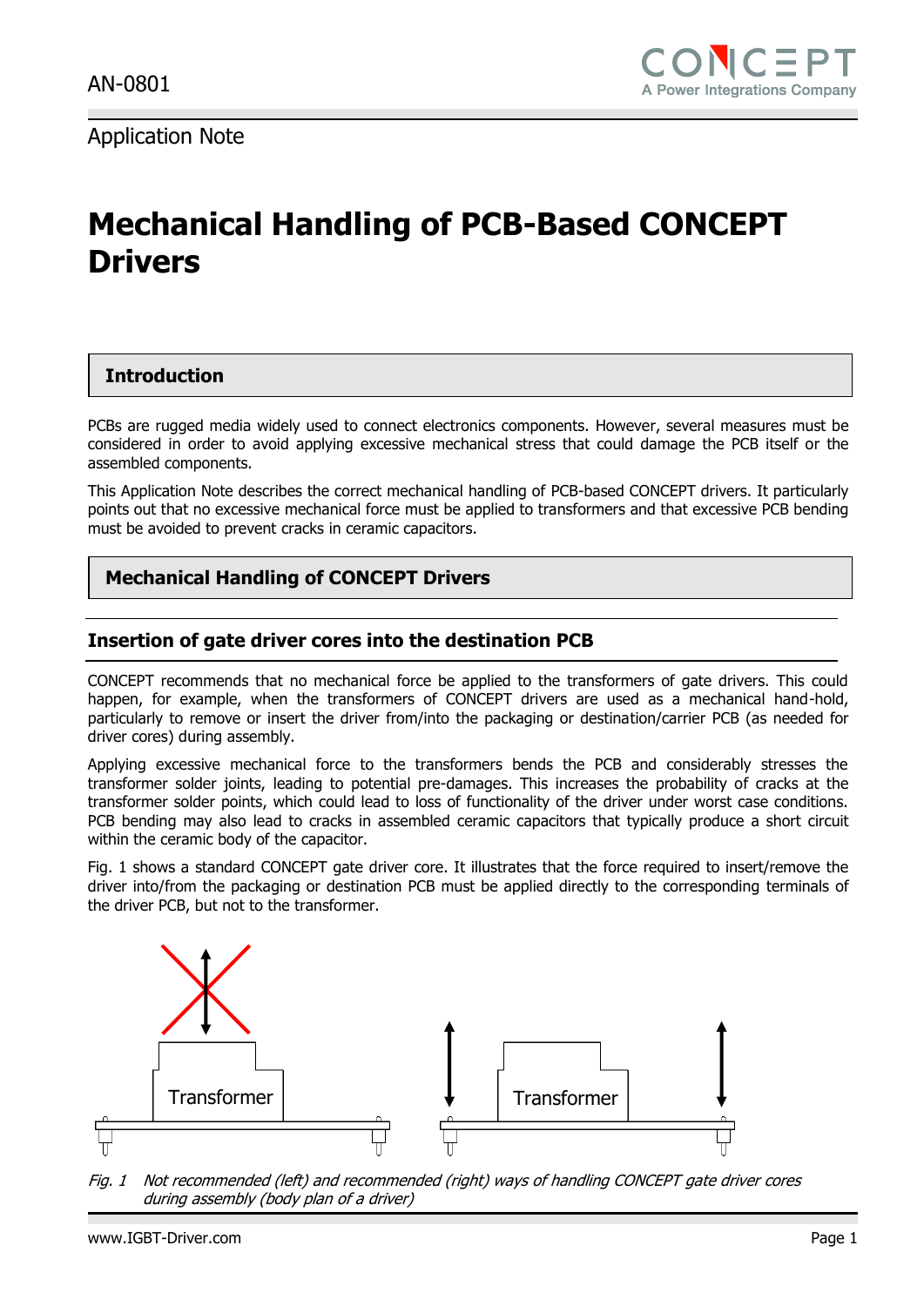Application Note

# Mechanical Handling of PCB-Based CONCEPT Drivers

## Introduction

PCBs are rugged media widely used to connect electronics components. However, several measures must be considered in order to avoid applying excessive mechanical stress that could damage the PCB itself or the assembled components.

This Application Note describes the correct mechanical handling of PCB-based CONCEPT drivers. It particularly points out that no excessive mechanical force must be applied to transformers and that excessive PCB bending must be avoided to prevent cracks in ceramic capacitors.

## Mechanical Handling of CONCEPT Drivers

### Insertion of gate driver cores into the destination PCB

CONCEPT recommends that no mechanical force be applied to the transformers of gate drivers. This could happen, for example, when the transformers of CONCEPT drivers are used as a mechanical hand-hold, particularly to remove or insert the driver from/into the packaging or destination/carrier PCB (as needed for driver cores) during assembly.

Applying excessive mechanical force to the transformers bends the PCB and considerably stresses the transformer solder joints, leading to potential pre-damages. This increases the probability of cracks at the transformer solder points, which could lead to loss of functionality of the driver under worst case conditions. PCB bending may also lead to cracks in assembled ceramic capacitors that typically produce a short circuit within the ceramic body of the capacitor.

Fig. 1 shows a standard CONCEPT gate driver core. It illustrates that the force required to insert/remove the driver into/from the packaging or destination PCB must be applied directly to the corresponding terminals of the driver PCB, but not to the transformer.

Transformer    Transformer

*Fig. 1 Not recommended (left) and recommended (right) ways of handling CONCEPT gate driver cores during assembly (body plan of a driver)*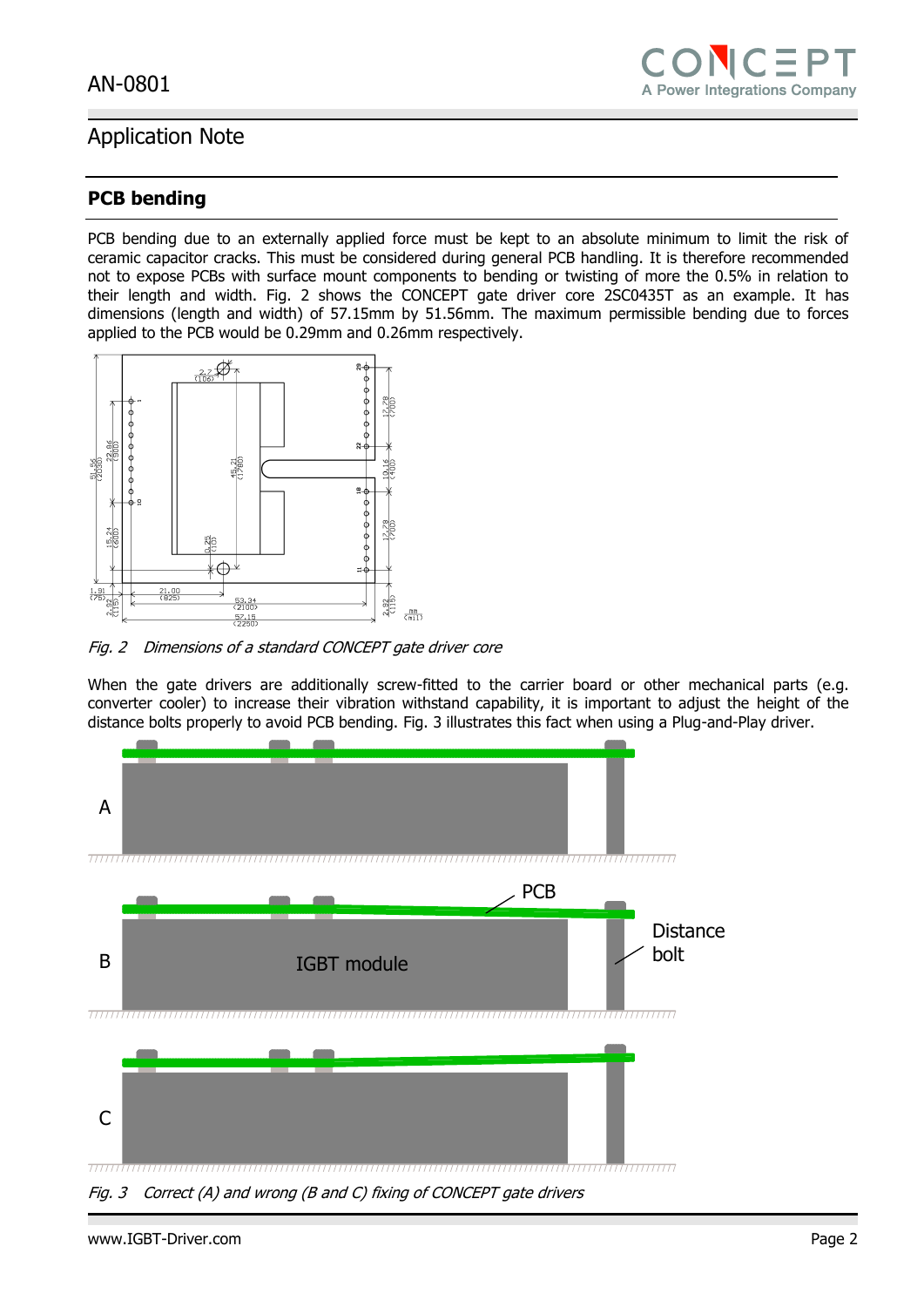## PCB bending

PCB bending due to an externally applied force must be kept to an absolute minimum to limit the risk of ceramic capacitor cracks. This must be considered during general PCB handling. It is therefore recommended not to expose PCBs with surface mount components to bending or twisting of more the 0.5% in relation to their length and width. Fig. 2 shows the CONCEPT gate driver core 2SC0435T as an example. It has dimensions (length and width) of 57.15mm by 51.56mm. The maximum permissible bending due to forces applied to the PCB would be 0.29mm and 0.26mm respectively.

*Fig. 2 Dimensions of a standard CONCEPT gate driver core*

When the gate drivers are additionally screw-fitted to the carrier board or other mechanical parts (e.g. converter cooler) to increase their vibration withstand capability, it is important to adjust the height of the distance bolts properly to avoid PCB bending. Fig. 3 illustrates this fact when using a Plug-and-Play driver.

*Fig. 3 Correct (A) and wrong (B and C) fixing of CONCEPT gate drivers*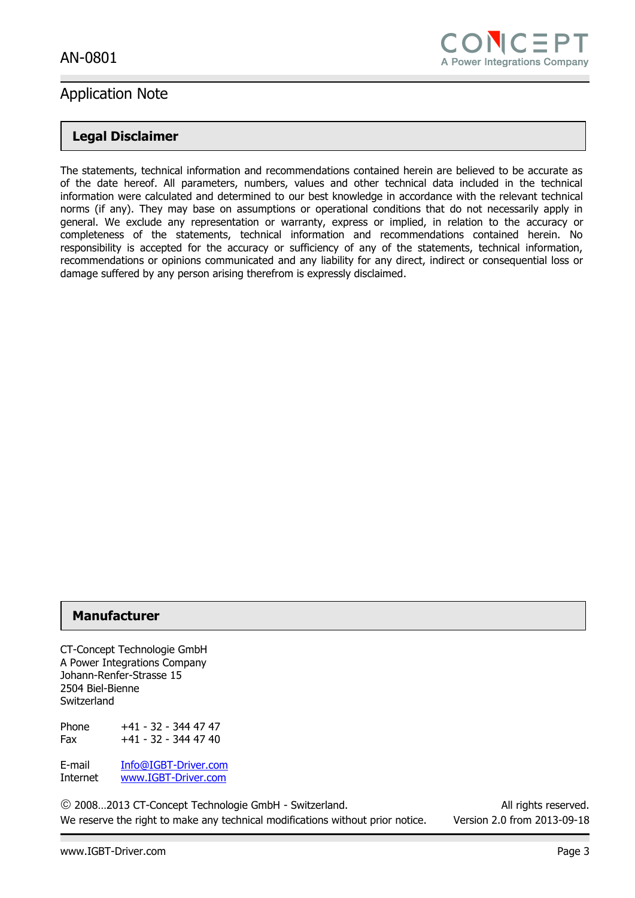## Legal Disclaimer

The statements, technical information and recommendations contained herein are believed to be accurate as of the date hereof. All parameters, numbers, values and other technical data included in the technical information were calculated and determined to our best knowledge in accordance with the relevant technical norms (if any). They may base on assumptions or operational conditions that do not necessarily apply in general. We exclude any representation or warranty, express or implied, in relation to the accuracy or completeness of the statements, technical information and recommendations contained herein. No responsibility is accepted for the accuracy or sufficiency of any of the statements, technical information, recommendations or opinions communicated and any liability for any direct, indirect or consequential loss or damage suffered by any person arising therefrom is expressly disclaimed.

## Manufacturer

CT-Concept Technologie GmbH
A Power Integrations Company
Johann-Renfer-Strasse 15
2504 Biel-Bienne
Switzerland

Phone +41 - 32 - 344 47 47
Fax +41 - 32 - 344 47 40

E-mail Info@IGBT-Driver.com
Internet www.IGBT-Driver.com

© 2008…2013 CT-Concept Technologie GmbH - Switzerland. All rights reserved.
We reserve the right to make any technical modifications without prior notice. Version 2.0 from 2013-09-18